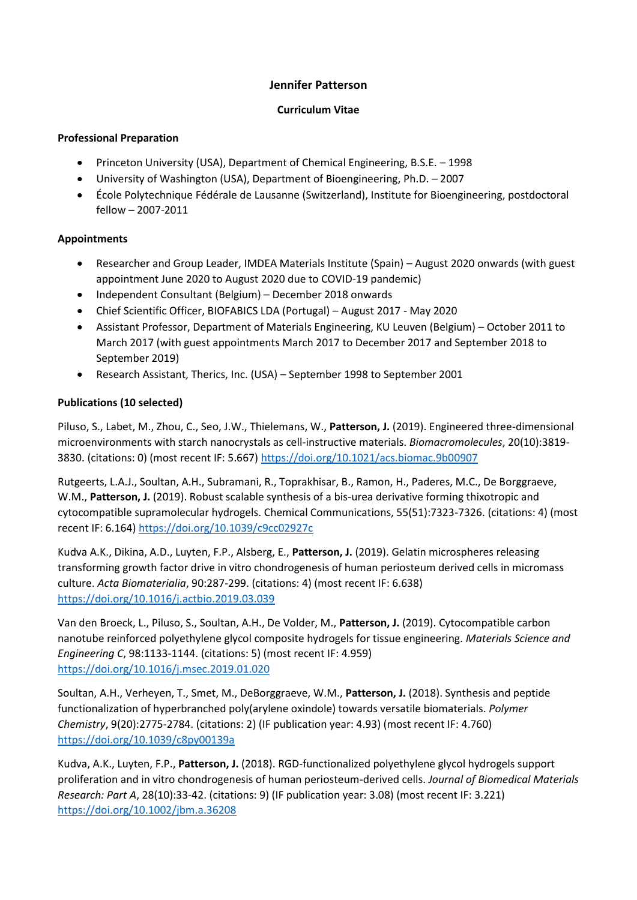# Jennifer Patterson

## Curriculum Vitae

### Professional Preparation

- Princeton University (USA), Department of Chemical Engineering, B.S.E. – 1998
- University of Washington (USA), Department of Bioengineering, Ph.D. – 2007
- École Polytechnique Fédérale de Lausanne (Switzerland), Institute for Bioengineering, postdoctoral fellow – 2007-2011

### Appointments

- Researcher and Group Leader, IMDEA Materials Institute (Spain) – August 2020 onwards (with guest appointment June 2020 to August 2020 due to COVID-19 pandemic)
- Independent Consultant (Belgium) – December 2018 onwards
- Chief Scientific Officer, BIOFABICS LDA (Portugal) – August 2017 - May 2020
- Assistant Professor, Department of Materials Engineering, KU Leuven (Belgium) – October 2011 to March 2017 (with guest appointments March 2017 to December 2017 and September 2018 to September 2019)
- Research Assistant, Therics, Inc. (USA) – September 1998 to September 2001

### Publications (10 selected)

Piluso, S., Labet, M., Zhou, C., Seo, J.W., Thielemans, W., **Patterson, J.** (2019). Engineered three-dimensional microenvironments with starch nanocrystals as cell-instructive materials. *Biomacromolecules*, 20(10):3819-3830. (citations: 0) (most recent IF: 5.667) https://doi.org/10.1021/acs.biomac.9b00907

Rutgeerts, L.A.J., Soultan, A.H., Subramani, R., Toprakhisar, B., Ramon, H., Paderes, M.C., De Borggraeve, W.M., **Patterson, J.** (2019). Robust scalable synthesis of a bis-urea derivative forming thixotropic and cytocompatible supramolecular hydrogels. Chemical Communications, 55(51):7323-7326. (citations: 4) (most recent IF: 6.164) https://doi.org/10.1039/c9cc02927c

Kudva A.K., Dikina, A.D., Luyten, F.P., Alsberg, E., **Patterson, J.** (2019). Gelatin microspheres releasing transforming growth factor drive in vitro chondrogenesis of human periosteum derived cells in micromass culture. *Acta Biomaterialia*, 90:287-299. (citations: 4) (most recent IF: 6.638) https://doi.org/10.1016/j.actbio.2019.03.039

Van den Broeck, L., Piluso, S., Soultan, A.H., De Volder, M., **Patterson, J.** (2019). Cytocompatible carbon nanotube reinforced polyethylene glycol composite hydrogels for tissue engineering. *Materials Science and Engineering C*, 98:1133-1144. (citations: 5) (most recent IF: 4.959) https://doi.org/10.1016/j.msec.2019.01.020

Soultan, A.H., Verheyen, T., Smet, M., DeBorggraeve, W.M., **Patterson, J.** (2018). Synthesis and peptide functionalization of hyperbranched poly(arylene oxindole) towards versatile biomaterials. *Polymer Chemistry*, 9(20):2775-2784. (citations: 2) (IF publication year: 4.93) (most recent IF: 4.760) https://doi.org/10.1039/c8py00139a

Kudva, A.K., Luyten, F.P., **Patterson, J.** (2018). RGD-functionalized polyethylene glycol hydrogels support proliferation and in vitro chondrogenesis of human periosteum-derived cells. *Journal of Biomedical Materials Research: Part A*, 28(10):33-42. (citations: 9) (IF publication year: 3.08) (most recent IF: 3.221) https://doi.org/10.1002/jbm.a.36208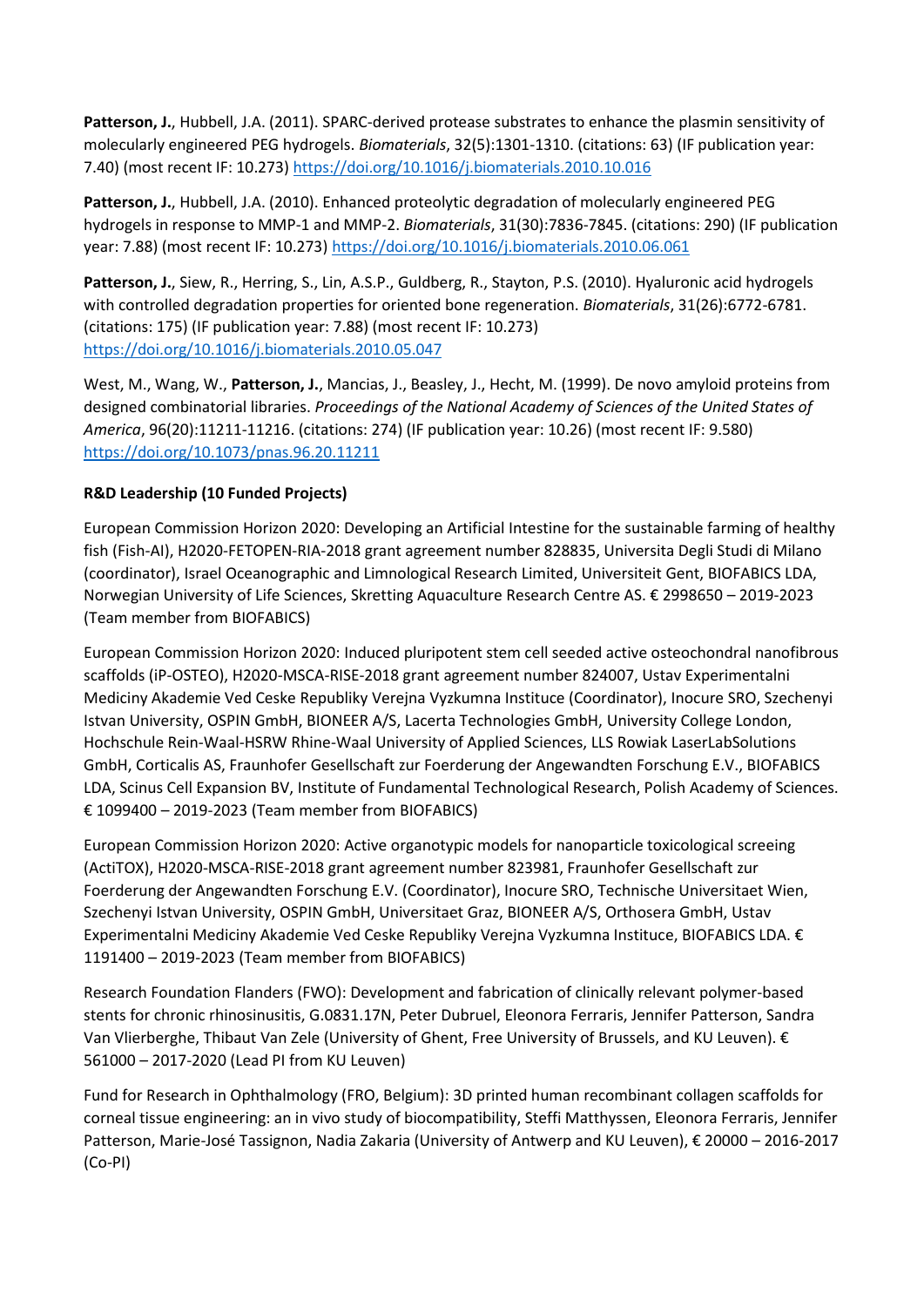**Patterson, J.**, Hubbell, J.A. (2011). SPARC-derived protease substrates to enhance the plasmin sensitivity of molecularly engineered PEG hydrogels. *Biomaterials*, 32(5):1301-1310. (citations: 63) (IF publication year: 7.40) (most recent IF: 10.273) https://doi.org/10.1016/j.biomaterials.2010.10.016

**Patterson, J.**, Hubbell, J.A. (2010). Enhanced proteolytic degradation of molecularly engineered PEG hydrogels in response to MMP-1 and MMP-2. *Biomaterials*, 31(30):7836-7845. (citations: 290) (IF publication year: 7.88) (most recent IF: 10.273) https://doi.org/10.1016/j.biomaterials.2010.06.061

**Patterson, J.**, Siew, R., Herring, S., Lin, A.S.P., Guldberg, R., Stayton, P.S. (2010). Hyaluronic acid hydrogels with controlled degradation properties for oriented bone regeneration. *Biomaterials*, 31(26):6772-6781. (citations: 175) (IF publication year: 7.88) (most recent IF: 10.273) https://doi.org/10.1016/j.biomaterials.2010.05.047

West, M., Wang, W., **Patterson, J.**, Mancias, J., Beasley, J., Hecht, M. (1999). De novo amyloid proteins from designed combinatorial libraries. *Proceedings of the National Academy of Sciences of the United States of America*, 96(20):11211-11216. (citations: 274) (IF publication year: 10.26) (most recent IF: 9.580) https://doi.org/10.1073/pnas.96.20.11211

**R&D Leadership (10 Funded Projects)**

European Commission Horizon 2020: Developing an Artificial Intestine for the sustainable farming of healthy fish (Fish-AI), H2020-FETOPEN-RIA-2018 grant agreement number 828835, Universita Degli Studi di Milano (coordinator), Israel Oceanographic and Limnological Research Limited, Universiteit Gent, BIOFABICS LDA, Norwegian University of Life Sciences, Skretting Aquaculture Research Centre AS. € 2998650 – 2019-2023 (Team member from BIOFABICS)

European Commission Horizon 2020: Induced pluripotent stem cell seeded active osteochondral nanofibrous scaffolds (iP-OSTEO), H2020-MSCA-RISE-2018 grant agreement number 824007, Ustav Experimentalni Mediciny Akademie Ved Ceske Republiky Verejna Vyzkumna Instituce (Coordinator), Inocure SRO, Szechenyi Istvan University, OSPIN GmbH, BIONEER A/S, Lacerta Technologies GmbH, University College London, Hochschule Rein-Waal-HSRW Rhine-Waal University of Applied Sciences, LLS Rowiak LaserLabSolutions GmbH, Corticalis AS, Fraunhofer Gesellschaft zur Foerderung der Angewandten Forschung E.V., BIOFABICS LDA, Scinus Cell Expansion BV, Institute of Fundamental Technological Research, Polish Academy of Sciences. € 1099400 – 2019-2023 (Team member from BIOFABICS)

European Commission Horizon 2020: Active organotypic models for nanoparticle toxicological screeing (ActiTOX), H2020-MSCA-RISE-2018 grant agreement number 823981, Fraunhofer Gesellschaft zur Foerderung der Angewandten Forschung E.V. (Coordinator), Inocure SRO, Technische Universitaet Wien, Szechenyi Istvan University, OSPIN GmbH, Universitaet Graz, BIONEER A/S, Orthosera GmbH, Ustav Experimentalni Mediciny Akademie Ved Ceske Republiky Verejna Vyzkumna Instituce, BIOFABICS LDA. € 1191400 – 2019-2023 (Team member from BIOFABICS)

Research Foundation Flanders (FWO): Development and fabrication of clinically relevant polymer-based stents for chronic rhinosinusitis, G.0831.17N, Peter Dubruel, Eleonora Ferraris, Jennifer Patterson, Sandra Van Vlierberghe, Thibaut Van Zele (University of Ghent, Free University of Brussels, and KU Leuven). € 561000 – 2017-2020 (Lead PI from KU Leuven)

Fund for Research in Ophthalmology (FRO, Belgium): 3D printed human recombinant collagen scaffolds for corneal tissue engineering: an in vivo study of biocompatibility, Steffi Matthyssen, Eleonora Ferraris, Jennifer Patterson, Marie-José Tassignon, Nadia Zakaria (University of Antwerp and KU Leuven), € 20000 – 2016-2017 (Co-PI)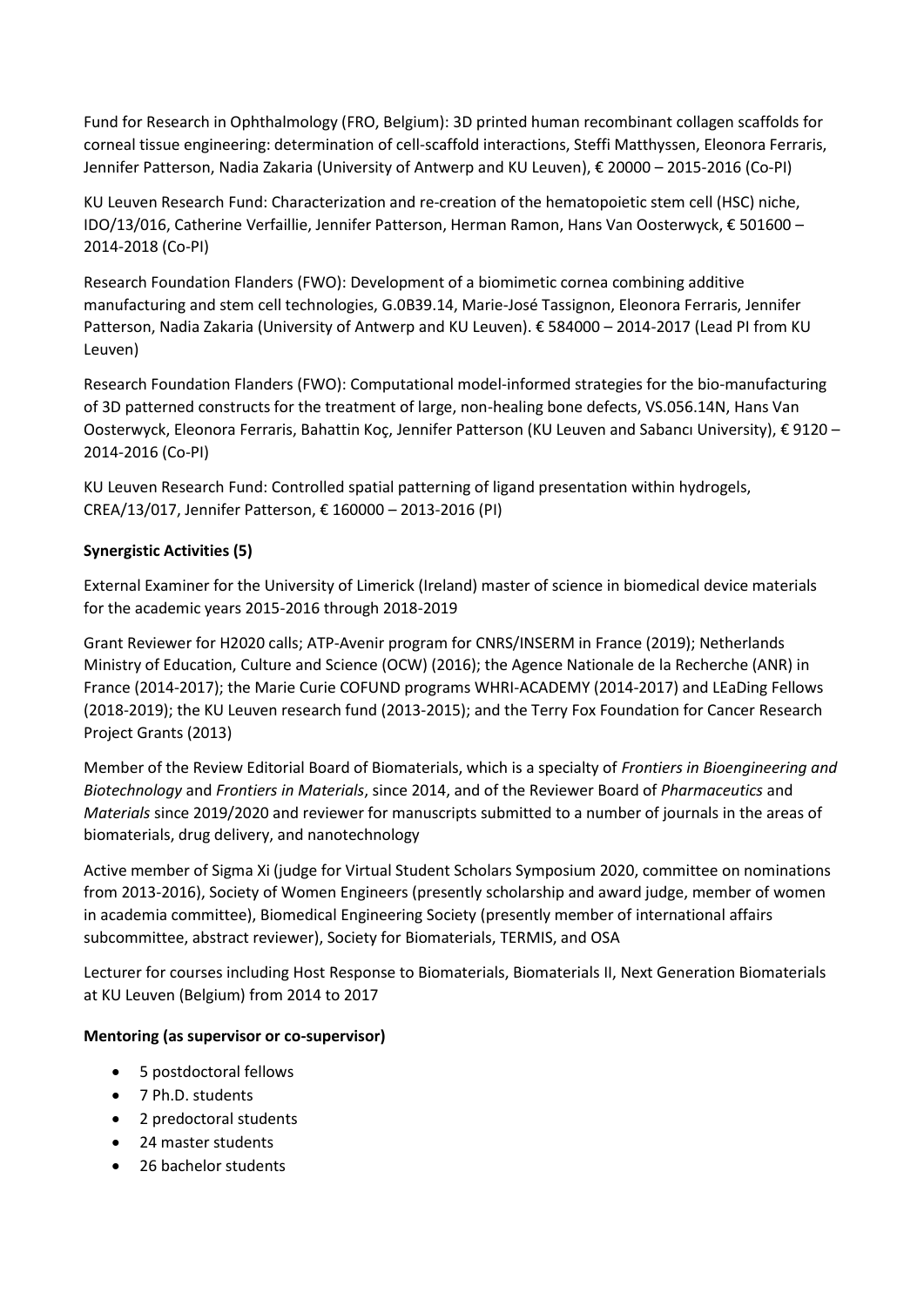Fund for Research in Ophthalmology (FRO, Belgium): 3D printed human recombinant collagen scaffolds for corneal tissue engineering: determination of cell-scaffold interactions, Steffi Matthyssen, Eleonora Ferraris, Jennifer Patterson, Nadia Zakaria (University of Antwerp and KU Leuven), € 20000 – 2015-2016 (Co-PI)

KU Leuven Research Fund: Characterization and re-creation of the hematopoietic stem cell (HSC) niche, IDO/13/016, Catherine Verfaillie, Jennifer Patterson, Herman Ramon, Hans Van Oosterwyck, € 501600 – 2014-2018 (Co-PI)

Research Foundation Flanders (FWO): Development of a biomimetic cornea combining additive manufacturing and stem cell technologies, G.0B39.14, Marie-José Tassignon, Eleonora Ferraris, Jennifer Patterson, Nadia Zakaria (University of Antwerp and KU Leuven). € 584000 – 2014-2017 (Lead PI from KU Leuven)

Research Foundation Flanders (FWO): Computational model-informed strategies for the bio-manufacturing of 3D patterned constructs for the treatment of large, non-healing bone defects, VS.056.14N, Hans Van Oosterwyck, Eleonora Ferraris, Bahattin Koç, Jennifer Patterson (KU Leuven and Sabancı University), € 9120 – 2014-2016 (Co-PI)

KU Leuven Research Fund: Controlled spatial patterning of ligand presentation within hydrogels, CREA/13/017, Jennifer Patterson, € 160000 – 2013-2016 (PI)

**Synergistic Activities (5)**

External Examiner for the University of Limerick (Ireland) master of science in biomedical device materials for the academic years 2015-2016 through 2018-2019

Grant Reviewer for H2020 calls; ATP-Avenir program for CNRS/INSERM in France (2019); Netherlands Ministry of Education, Culture and Science (OCW) (2016); the Agence Nationale de la Recherche (ANR) in France (2014-2017); the Marie Curie COFUND programs WHRI-ACADEMY (2014-2017) and LEaDing Fellows (2018-2019); the KU Leuven research fund (2013-2015); and the Terry Fox Foundation for Cancer Research Project Grants (2013)

Member of the Review Editorial Board of Biomaterials, which is a specialty of *Frontiers in Bioengineering and Biotechnology* and *Frontiers in Materials*, since 2014, and of the Reviewer Board of *Pharmaceutics* and *Materials* since 2019/2020 and reviewer for manuscripts submitted to a number of journals in the areas of biomaterials, drug delivery, and nanotechnology

Active member of Sigma Xi (judge for Virtual Student Scholars Symposium 2020, committee on nominations from 2013-2016), Society of Women Engineers (presently scholarship and award judge, member of women in academia committee), Biomedical Engineering Society (presently member of international affairs subcommittee, abstract reviewer), Society for Biomaterials, TERMIS, and OSA

Lecturer for courses including Host Response to Biomaterials, Biomaterials II, Next Generation Biomaterials at KU Leuven (Belgium) from 2014 to 2017

**Mentoring (as supervisor or co-supervisor)**

- 5 postdoctoral fellows
- 7 Ph.D. students
- 2 predoctoral students
- 24 master students
- 26 bachelor students